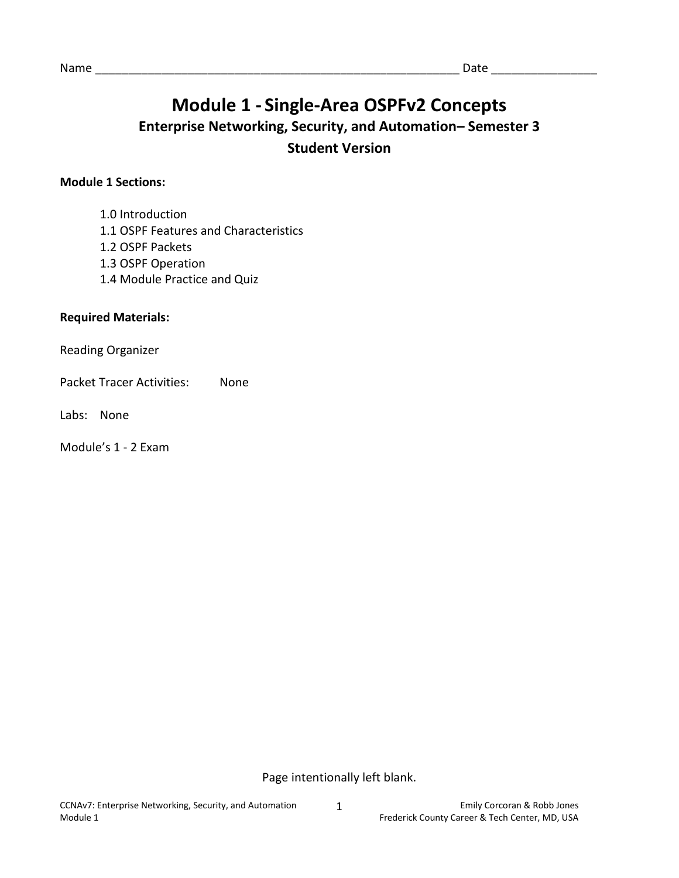Name ________________________________________________________ Date _______________

# Module 1 - Single-Area OSPFv2 Concepts

## Enterprise Networking, Security, and Automation– Semester 3

## Student Version

**Module 1 Sections:**

1.0 Introduction
1.1 OSPF Features and Characteristics
1.2 OSPF Packets
1.3 OSPF Operation
1.4 Module Practice and Quiz

**Required Materials:**

Reading Organizer

Packet Tracer Activities: None

Labs: None

Module's 1 - 2 Exam

Page intentionally left blank.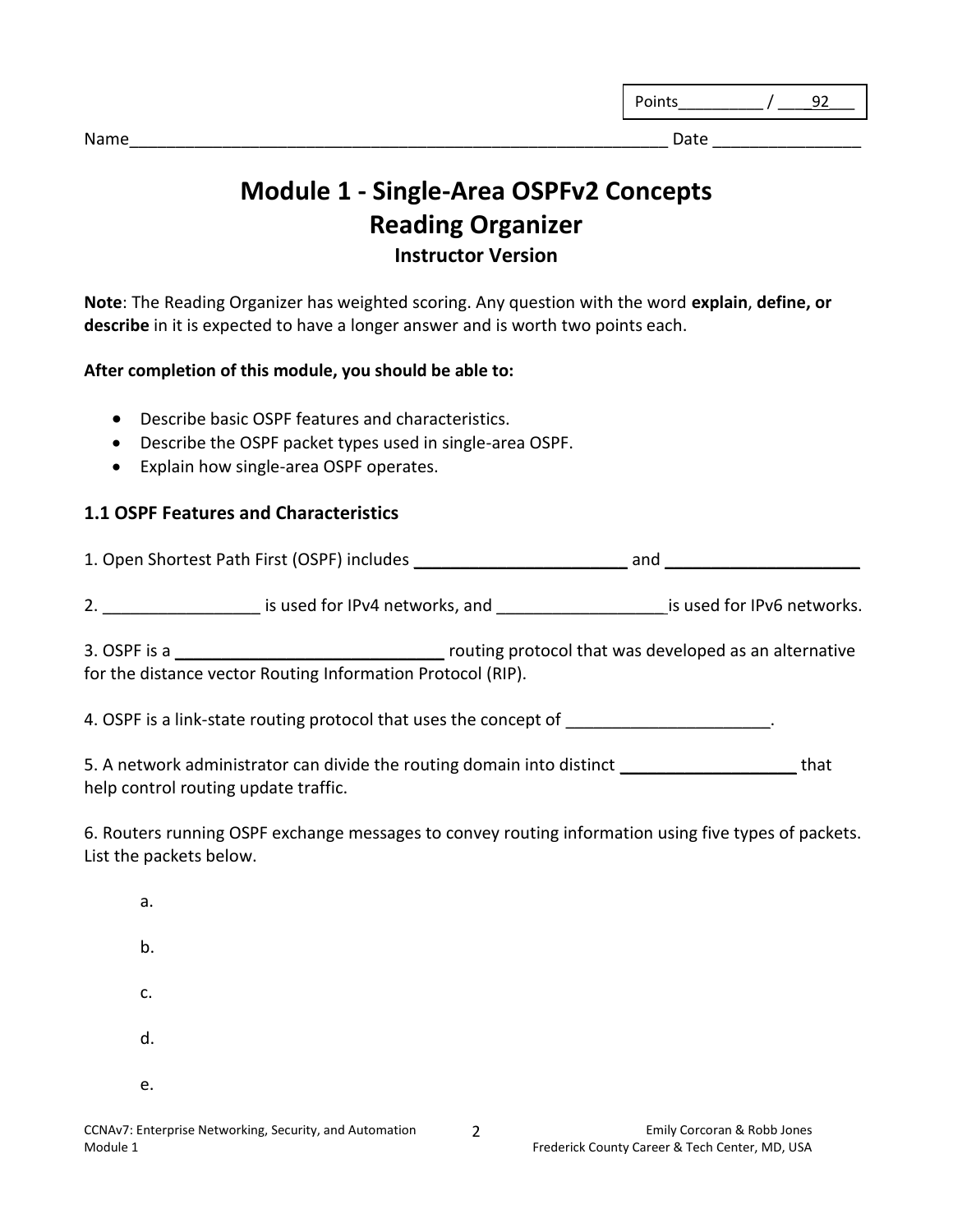Points__________ / ____92___

Name___________________________________________________________ Date ________________

# Module 1 - Single-Area OSPFv2 Concepts
# Reading Organizer
### Instructor Version

**Note**: The Reading Organizer has weighted scoring. Any question with the word **explain**, **define, or describe** in it is expected to have a longer answer and is worth two points each.

**After completion of this module, you should be able to:**

- Describe basic OSPF features and characteristics.
- Describe the OSPF packet types used in single-area OSPF.
- Explain how single-area OSPF operates.

## 1.1 OSPF Features and Characteristics

1. Open Shortest Path First (OSPF) includes ________________________ and ______________________

2. _________________ is used for IPv4 networks, and __________________ is used for IPv6 networks.

3. OSPF is a ______________________________ routing protocol that was developed as an alternative for the distance vector Routing Information Protocol (RIP).

4. OSPF is a link-state routing protocol that uses the concept of ______________________.

5. A network administrator can divide the routing domain into distinct ____________________ that help control routing update traffic.

6. Routers running OSPF exchange messages to convey routing information using five types of packets. List the packets below.

a.

b.

c.

d.

e.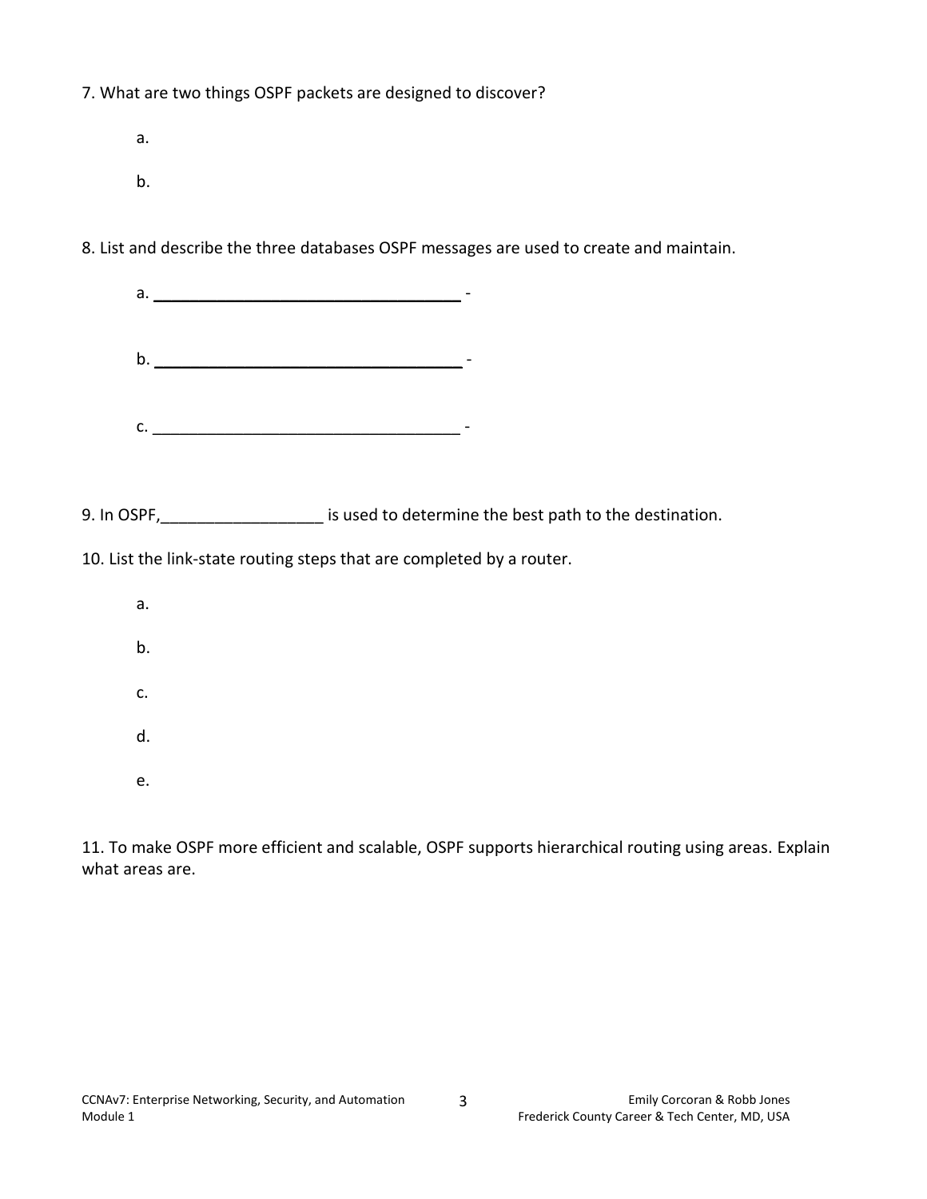7. What are two things OSPF packets are designed to discover?

a.

b.

8. List and describe the three databases OSPF messages are used to create and maintain.

a. ___________________________________ -

b. ___________________________________ -

c. ___________________________________ -

9. In OSPF,_________________ is used to determine the best path to the destination.

10. List the link-state routing steps that are completed by a router.

a.

b.

c.

d.

e.

11. To make OSPF more efficient and scalable, OSPF supports hierarchical routing using areas. Explain what areas are.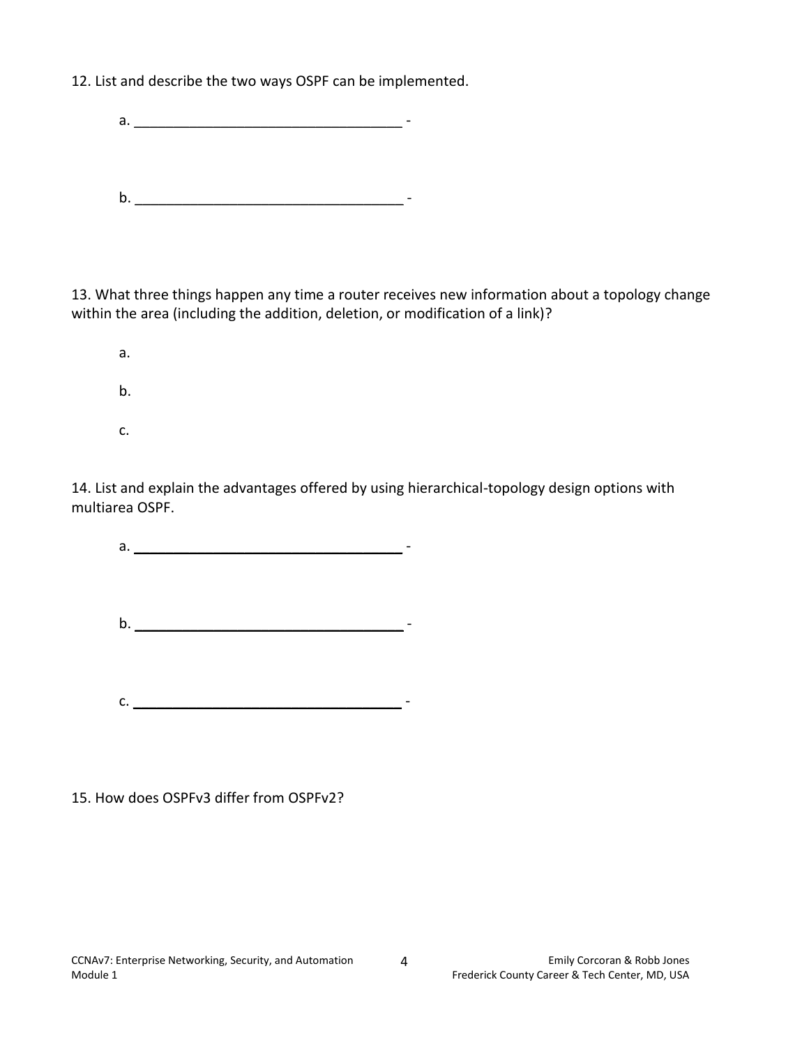12. List and describe the two ways OSPF can be implemented.

a. ____________________________________ -

b. ____________________________________ -

13. What three things happen any time a router receives new information about a topology change within the area (including the addition, deletion, or modification of a link)?

a.

b.

c.

14. List and explain the advantages offered by using hierarchical-topology design options with multiarea OSPF.

a. ____________________________________ -

b. ____________________________________ -

c. ____________________________________ -

15. How does OSPFv3 differ from OSPFv2?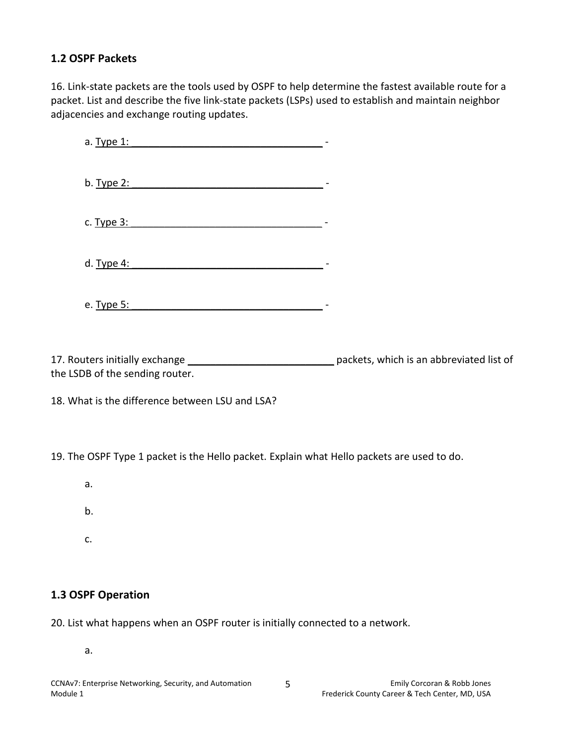## 1.2 OSPF Packets

16. Link-state packets are the tools used by OSPF to help determine the fastest available route for a packet. List and describe the five link-state packets (LSPs) used to establish and maintain neighbor adjacencies and exchange routing updates.

a. Type 1: ___________________________________ -

b. Type 2: ___________________________________ -

c. Type 3: ___________________________________ -

d. Type 4: ___________________________________ -

e. Type 5: ___________________________________ -

17. Routers initially exchange __________________________ packets, which is an abbreviated list of the LSDB of the sending router.

18. What is the difference between LSU and LSA?

19. The OSPF Type 1 packet is the Hello packet. Explain what Hello packets are used to do.

a.

b.

c.

## 1.3 OSPF Operation

20. List what happens when an OSPF router is initially connected to a network.

a.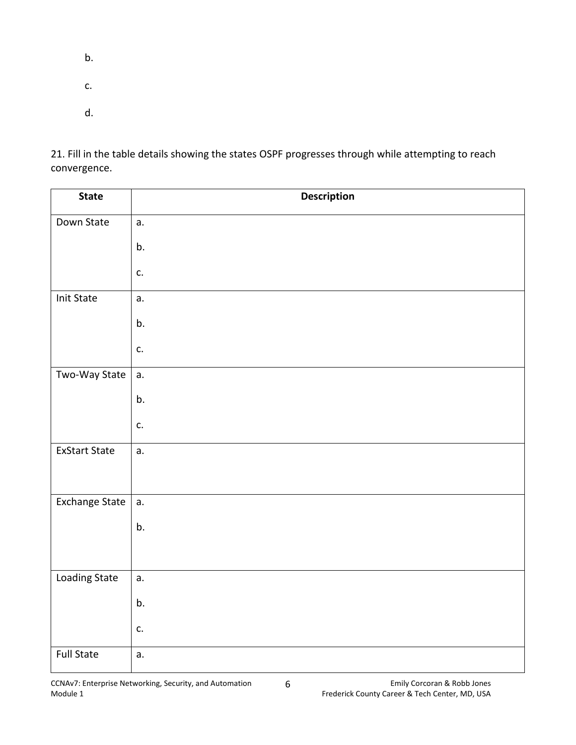b.

c.

d.

21. Fill in the table details showing the states OSPF progresses through while attempting to reach convergence.

| State | Description |
| --- | --- |
| Down State | a.<br><br>b.<br><br>c. |
| Init State | a.<br><br>b.<br><br>c. |
| Two-Way State | a.<br><br>b.<br><br>c. |
| ExStart State | a. |
| Exchange State | a.<br><br>b. |
| Loading State | a.<br><br>b.<br><br>c. |
| Full State | a. |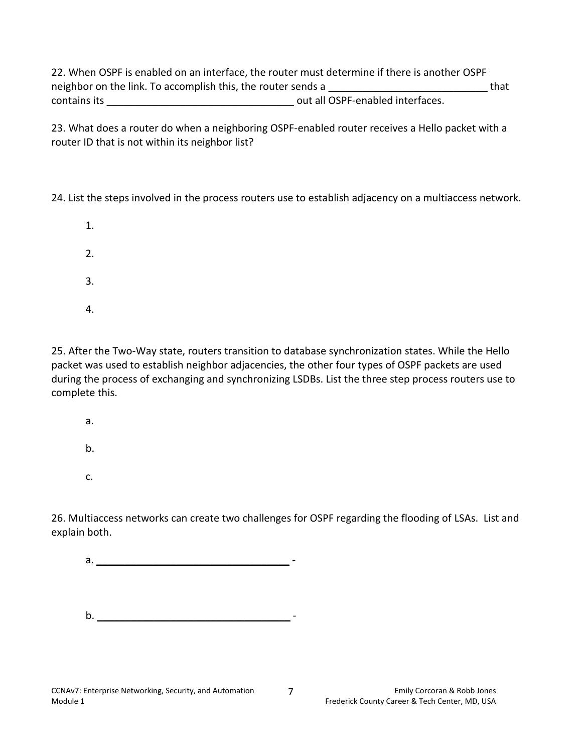22. When OSPF is enabled on an interface, the router must determine if there is another OSPF neighbor on the link. To accomplish this, the router sends a ____________________________ that contains its _________________________________ out all OSPF-enabled interfaces.

23. What does a router do when a neighboring OSPF-enabled router receives a Hello packet with a router ID that is not within its neighbor list?

24. List the steps involved in the process routers use to establish adjacency on a multiaccess network.

1.

2.

3.

4.

25. After the Two-Way state, routers transition to database synchronization states. While the Hello packet was used to establish neighbor adjacencies, the other four types of OSPF packets are used during the process of exchanging and synchronizing LSDBs. List the three step process routers use to complete this.

a.

b.

c.

26. Multiaccess networks can create two challenges for OSPF regarding the flooding of LSAs. List and explain both.

a. ___________________________________ -

b. ___________________________________ -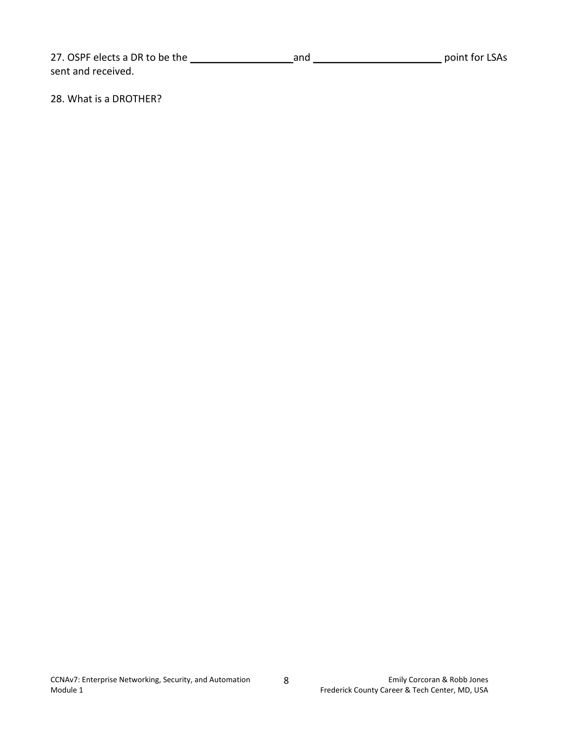27. OSPF elects a DR to be the ___________________ and _______________________ point for LSAs sent and received.

28. What is a DROTHER?